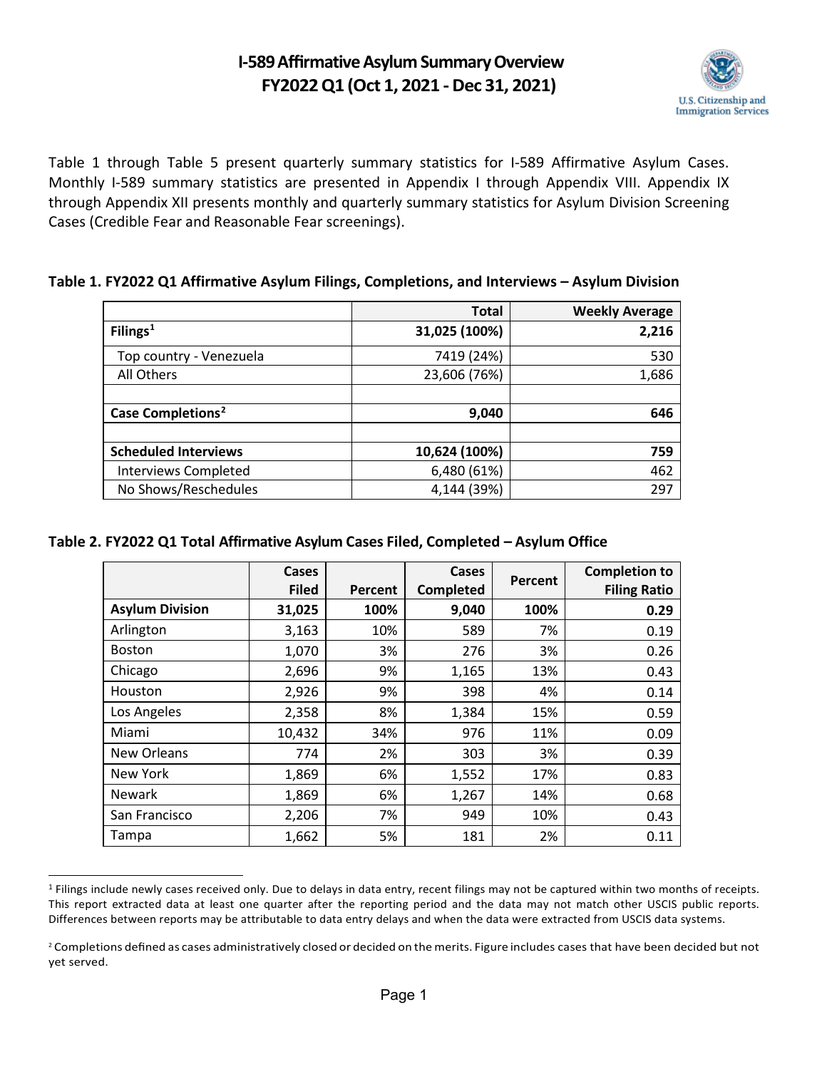# I-589 Affirmative Asylum Summary Overview
# FY2022 Q1 (Oct 1, 2021 - Dec 31, 2021)

Table 1 through Table 5 present quarterly summary statistics for I-589 Affirmative Asylum Cases. Monthly I-589 summary statistics are presented in Appendix I through Appendix VIII. Appendix IX through Appendix XII presents monthly and quarterly summary statistics for Asylum Division Screening Cases (Credible Fear and Reasonable Fear screenings).

**Table 1. FY2022 Q1 Affirmative Asylum Filings, Completions, and Interviews – Asylum Division**

| | Total | Weekly Average |
|---|---|---|
| **Filings[1]** | **31,025 (100%)** | **2,216** |
| Top country - Venezuela | 7419 (24%) | 530 |
| All Others | 23,606 (76%) | 1,686 |
| | | |
| **Case Completions[2]** | **9,040** | **646** |
| | | |
| **Scheduled Interviews** | **10,624 (100%)** | **759** |
| Interviews Completed | 6,480 (61%) | 462 |
| No Shows/Reschedules | 4,144 (39%) | 297 |

**Table 2. FY2022 Q1 Total Affirmative Asylum Cases Filed, Completed – Asylum Office**

| | Cases Filed | Percent | Cases Completed | Percent | Completion to Filing Ratio |
|---|---|---|---|---|---|
| **Asylum Division** | **31,025** | **100%** | **9,040** | **100%** | **0.29** |
| Arlington | 3,163 | 10% | 589 | 7% | 0.19 |
| Boston | 1,070 | 3% | 276 | 3% | 0.26 |
| Chicago | 2,696 | 9% | 1,165 | 13% | 0.43 |
| Houston | 2,926 | 9% | 398 | 4% | 0.14 |
| Los Angeles | 2,358 | 8% | 1,384 | 15% | 0.59 |
| Miami | 10,432 | 34% | 976 | 11% | 0.09 |
| New Orleans | 774 | 2% | 303 | 3% | 0.39 |
| New York | 1,869 | 6% | 1,552 | 17% | 0.83 |
| Newark | 1,869 | 6% | 1,267 | 14% | 0.68 |
| San Francisco | 2,206 | 7% | 949 | 10% | 0.43 |
| Tampa | 1,662 | 5% | 181 | 2% | 0.11 |

[1] Filings include newly cases received only. Due to delays in data entry, recent filings may not be captured within two months of receipts. This report extracted data at least one quarter after the reporting period and the data may not match other USCIS public reports. Differences between reports may be attributable to data entry delays and when the data were extracted from USCIS data systems.

[2] Completions defined as cases administratively closed or decided on the merits. Figure includes cases that have been decided but not yet served.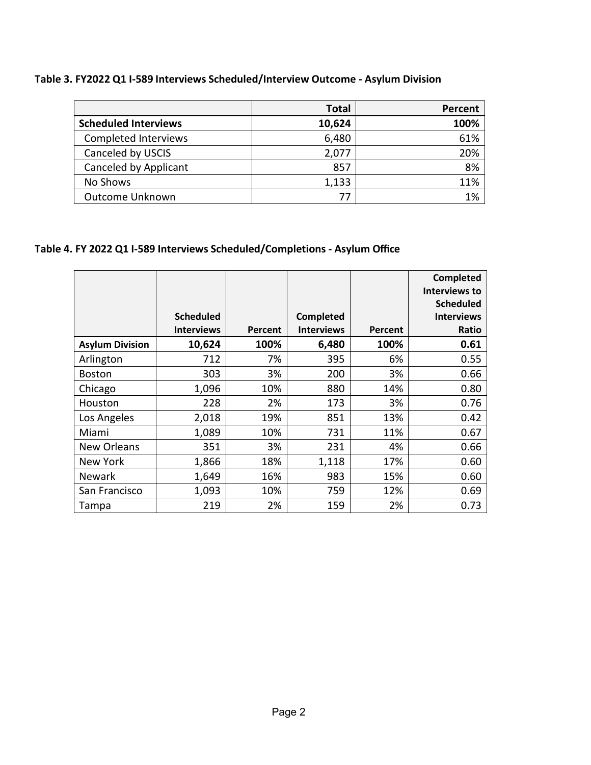**Table 3. FY2022 Q1 I-589 Interviews Scheduled/Interview Outcome - Asylum Division**

| | Total | Percent |
|---|---|---|
| **Scheduled Interviews** | **10,624** | **100%** |
| Completed Interviews | 6,480 | 61% |
| Canceled by USCIS | 2,077 | 20% |
| Canceled by Applicant | 857 | 8% |
| No Shows | 1,133 | 11% |
| Outcome Unknown | 77 | 1% |

**Table 4. FY 2022 Q1 I-589 Interviews Scheduled/Completions - Asylum Office**

| | Scheduled Interviews | Percent | Completed Interviews | Percent | Completed Interviews to Scheduled Interviews Ratio |
|---|---|---|---|---|---|
| **Asylum Division** | **10,624** | **100%** | **6,480** | **100%** | **0.61** |
| Arlington | 712 | 7% | 395 | 6% | 0.55 |
| Boston | 303 | 3% | 200 | 3% | 0.66 |
| Chicago | 1,096 | 10% | 880 | 14% | 0.80 |
| Houston | 228 | 2% | 173 | 3% | 0.76 |
| Los Angeles | 2,018 | 19% | 851 | 13% | 0.42 |
| Miami | 1,089 | 10% | 731 | 11% | 0.67 |
| New Orleans | 351 | 3% | 231 | 4% | 0.66 |
| New York | 1,866 | 18% | 1,118 | 17% | 0.60 |
| Newark | 1,649 | 16% | 983 | 15% | 0.60 |
| San Francisco | 1,093 | 10% | 759 | 12% | 0.69 |
| Tampa | 219 | 2% | 159 | 2% | 0.73 |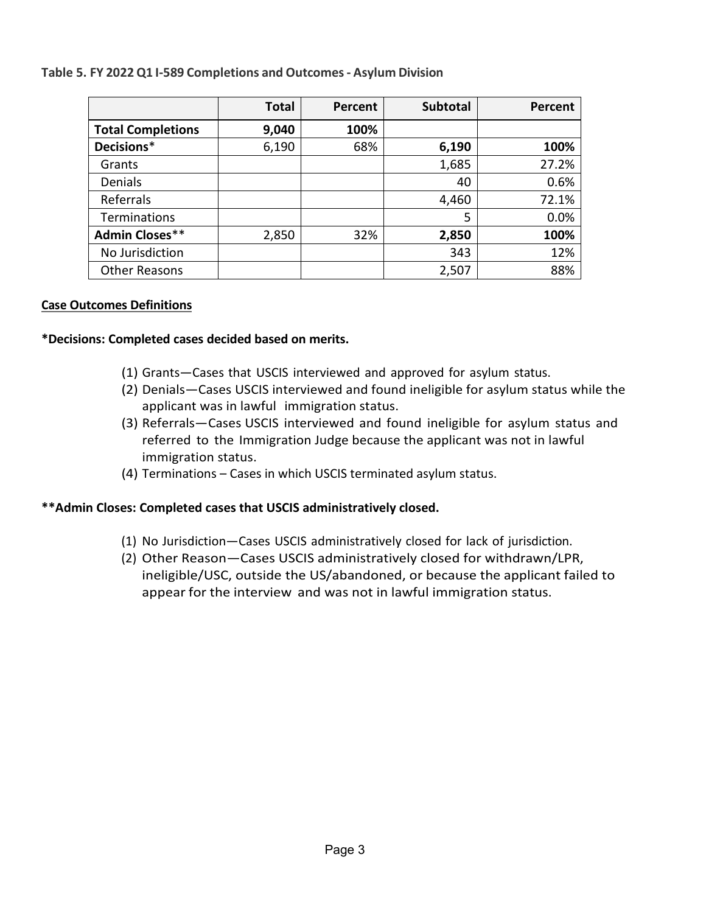**Table 5. FY 2022 Q1 I-589 Completions and Outcomes - Asylum Division**

| | Total | Percent | Subtotal | Percent |
|---|---|---|---|---|
| **Total Completions** | **9,040** | **100%** | | |
| **Decisions*** | 6,190 | 68% | **6,190** | **100%** |
| Grants | | | 1,685 | 27.2% |
| Denials | | | 40 | 0.6% |
| Referrals | | | 4,460 | 72.1% |
| Terminations | | | 5 | 0.0% |
| **Admin Closes**** | 2,850 | 32% | **2,850** | **100%** |
| No Jurisdiction | | | 343 | 12% |
| Other Reasons | | | 2,507 | 88% |

**Case Outcomes Definitions**

**\*Decisions: Completed cases decided based on merits.**

(1) Grants—Cases that USCIS interviewed and approved for asylum status.
(2) Denials—Cases USCIS interviewed and found ineligible for asylum status while the applicant was in lawful immigration status.
(3) Referrals—Cases USCIS interviewed and found ineligible for asylum status and referred to the Immigration Judge because the applicant was not in lawful immigration status.
(4) Terminations – Cases in which USCIS terminated asylum status.

**\*\*Admin Closes: Completed cases that USCIS administratively closed.**

(1) No Jurisdiction—Cases USCIS administratively closed for lack of jurisdiction.
(2) Other Reason—Cases USCIS administratively closed for withdrawn/LPR, ineligible/USC, outside the US/abandoned, or because the applicant failed to appear for the interview and was not in lawful immigration status.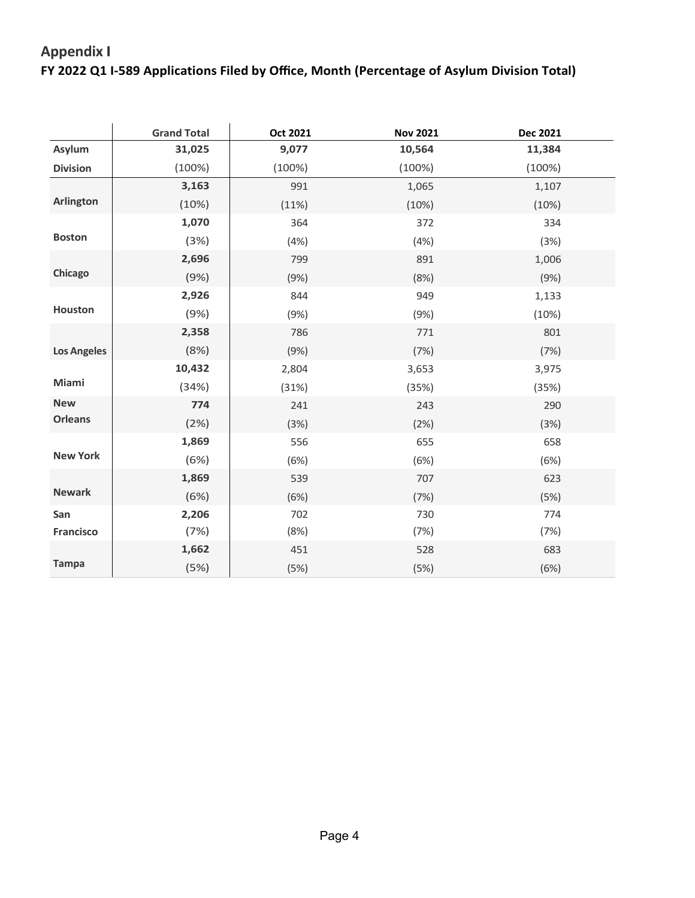## Appendix I

### FY 2022 Q1 I-589 Applications Filed by Office, Month (Percentage of Asylum Division Total)

| | Grand Total | Oct 2021 | Nov 2021 | Dec 2021 |
|---|---|---|---|---|
| **Asylum Division** | **31,025** (100%) | **9,077** (100%) | **10,564** (100%) | **11,384** (100%) |
| **Arlington** | **3,163** (10%) | 991 (11%) | 1,065 (10%) | 1,107 (10%) |
| **Boston** | **1,070** (3%) | 364 (4%) | 372 (4%) | 334 (3%) |
| **Chicago** | **2,696** (9%) | 799 (9%) | 891 (8%) | 1,006 (9%) |
| **Houston** | **2,926** (9%) | 844 (9%) | 949 (9%) | 1,133 (10%) |
| **Los Angeles** | **2,358** (8%) | 786 (9%) | 771 (7%) | 801 (7%) |
| **Miami** | **10,432** (34%) | 2,804 (31%) | 3,653 (35%) | 3,975 (35%) |
| **New Orleans** | **774** (2%) | 241 (3%) | 243 (2%) | 290 (3%) |
| **New York** | **1,869** (6%) | 556 (6%) | 655 (6%) | 658 (6%) |
| **Newark** | **1,869** (6%) | 539 (6%) | 707 (7%) | 623 (5%) |
| **San Francisco** | **2,206** (7%) | 702 (8%) | 730 (7%) | 774 (7%) |
| **Tampa** | **1,662** (5%) | 451 (5%) | 528 (5%) | 683 (6%) |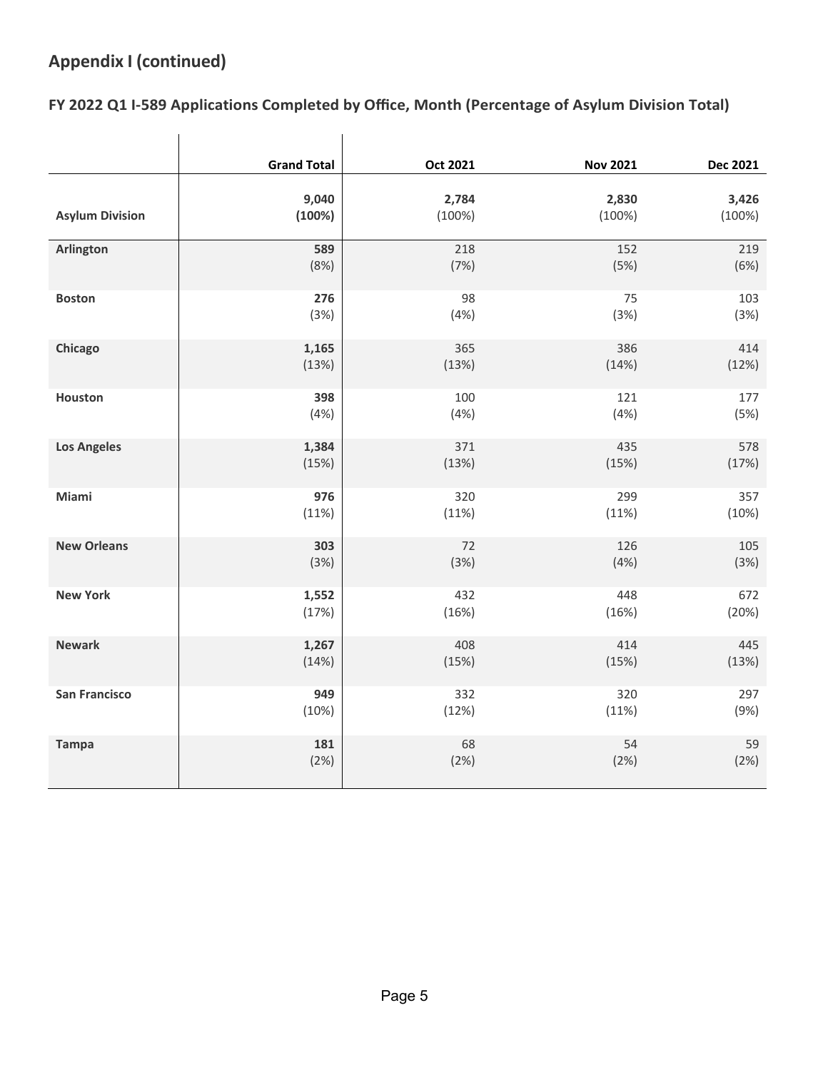## Appendix I (continued)

### FY 2022 Q1 I-589 Applications Completed by Office, Month (Percentage of Asylum Division Total)

| | Grand Total | Oct 2021 | Nov 2021 | Dec 2021 |
|---|---|---|---|---|
| **Asylum Division** | **9,040 (100%)** | **2,784** (100%) | **2,830** (100%) | **3,426** (100%) |
| **Arlington** | **589** (8%) | 218 (7%) | 152 (5%) | 219 (6%) |
| **Boston** | **276** (3%) | 98 (4%) | 75 (3%) | 103 (3%) |
| **Chicago** | **1,165** (13%) | 365 (13%) | 386 (14%) | 414 (12%) |
| **Houston** | **398** (4%) | 100 (4%) | 121 (4%) | 177 (5%) |
| **Los Angeles** | **1,384** (15%) | 371 (13%) | 435 (15%) | 578 (17%) |
| **Miami** | **976** (11%) | 320 (11%) | 299 (11%) | 357 (10%) |
| **New Orleans** | **303** (3%) | 72 (3%) | 126 (4%) | 105 (3%) |
| **New York** | **1,552** (17%) | 432 (16%) | 448 (16%) | 672 (20%) |
| **Newark** | **1,267** (14%) | 408 (15%) | 414 (15%) | 445 (13%) |
| **San Francisco** | **949** (10%) | 332 (12%) | 320 (11%) | 297 (9%) |
| **Tampa** | **181** (2%) | 68 (2%) | 54 (2%) | 59 (2%) |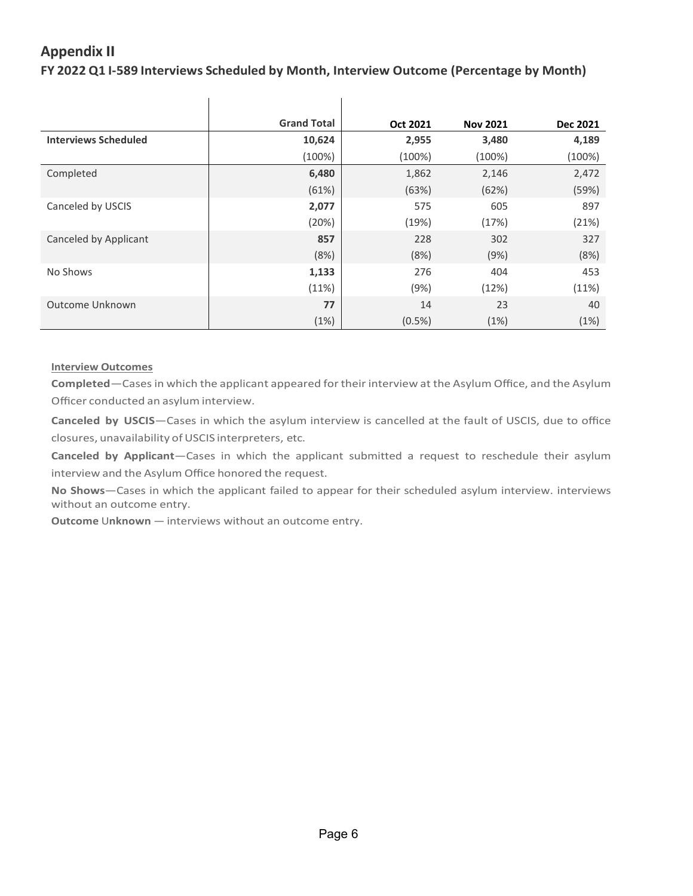## Appendix II

### FY 2022 Q1 I-589 Interviews Scheduled by Month, Interview Outcome (Percentage by Month)

| | Grand Total | Oct 2021 | Nov 2021 | Dec 2021 |
|---|---|---|---|---|
| **Interviews Scheduled** | **10,624** | **2,955** | **3,480** | **4,189** |
| | (100%) | (100%) | (100%) | (100%) |
| Completed | **6,480** | 1,862 | 2,146 | 2,472 |
| | (61%) | (63%) | (62%) | (59%) |
| Canceled by USCIS | **2,077** | 575 | 605 | 897 |
| | (20%) | (19%) | (17%) | (21%) |
| Canceled by Applicant | **857** | 228 | 302 | 327 |
| | (8%) | (8%) | (9%) | (8%) |
| No Shows | **1,133** | 276 | 404 | 453 |
| | (11%) | (9%) | (12%) | (11%) |
| Outcome Unknown | **77** | 14 | 23 | 40 |
| | (1%) | (0.5%) | (1%) | (1%) |

**Interview Outcomes**

**Completed**—Cases in which the applicant appeared for their interview at the Asylum Office, and the Asylum Officer conducted an asylum interview.

**Canceled by USCIS**—Cases in which the asylum interview is cancelled at the fault of USCIS, due to office closures, unavailability of USCIS interpreters, etc.

**Canceled by Applicant**—Cases in which the applicant submitted a request to reschedule their asylum interview and the Asylum Office honored the request.

**No Shows**—Cases in which the applicant failed to appear for their scheduled asylum interview. interviews without an outcome entry.

**Outcome Unknown** — interviews without an outcome entry.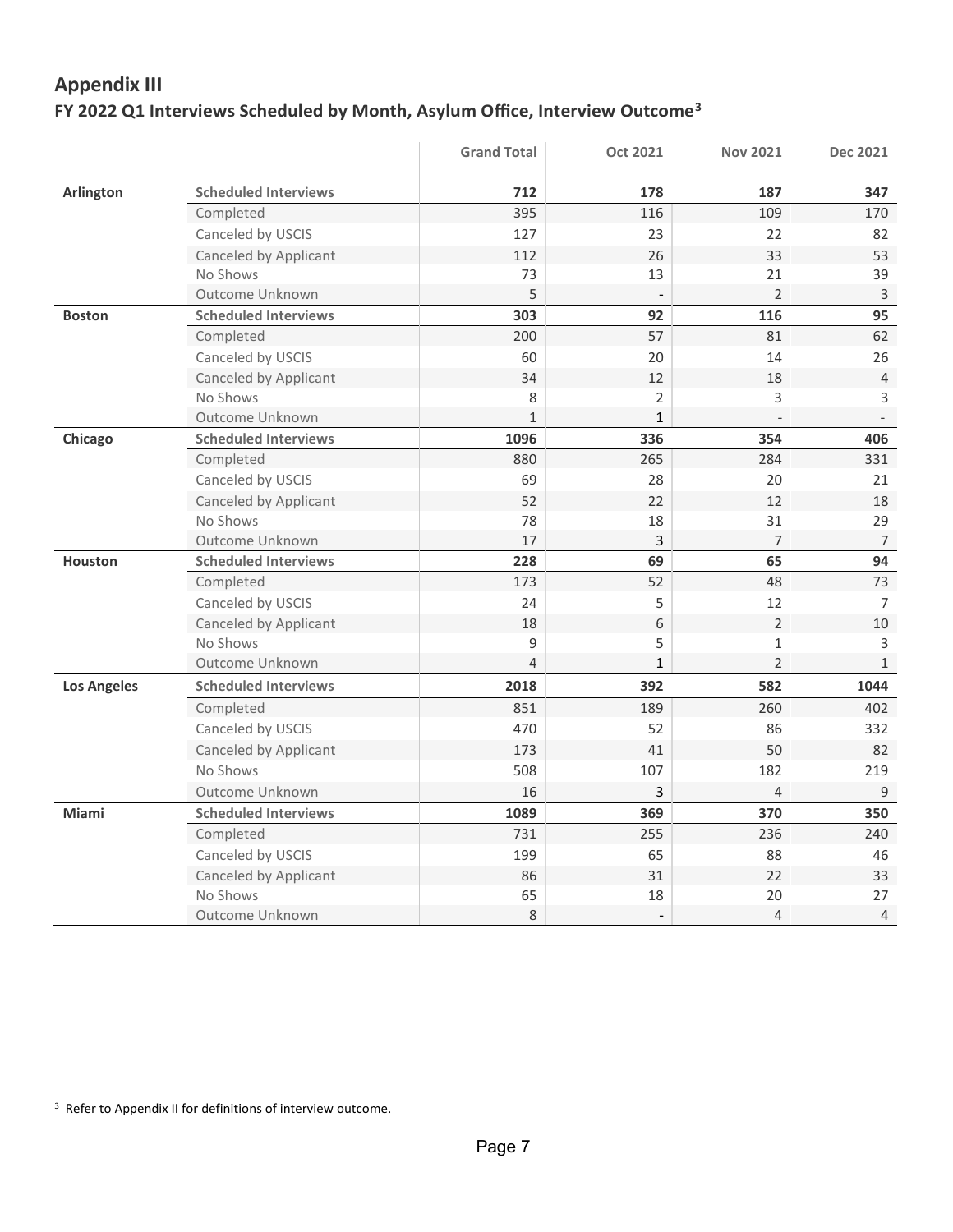## Appendix III

### FY 2022 Q1 Interviews Scheduled by Month, Asylum Office, Interview Outcome[3]

| | | Grand Total | Oct 2021 | Nov 2021 | Dec 2021 |
|---|---|---|---|---|---|
| **Arlington** | **Scheduled Interviews** | **712** | **178** | **187** | **347** |
| | Completed | 395 | 116 | 109 | 170 |
| | Canceled by USCIS | 127 | 23 | 22 | 82 |
| | Canceled by Applicant | 112 | 26 | 33 | 53 |
| | No Shows | 73 | 13 | 21 | 39 |
| | Outcome Unknown | 5 | - | 2 | 3 |
| **Boston** | **Scheduled Interviews** | **303** | **92** | **116** | **95** |
| | Completed | 200 | 57 | 81 | 62 |
| | Canceled by USCIS | 60 | 20 | 14 | 26 |
| | Canceled by Applicant | 34 | 12 | 18 | 4 |
| | No Shows | 8 | 2 | 3 | 3 |
| | Outcome Unknown | 1 | 1 | - | - |
| **Chicago** | **Scheduled Interviews** | **1096** | **336** | **354** | **406** |
| | Completed | 880 | 265 | 284 | 331 |
| | Canceled by USCIS | 69 | 28 | 20 | 21 |
| | Canceled by Applicant | 52 | 22 | 12 | 18 |
| | No Shows | 78 | 18 | 31 | 29 |
| | Outcome Unknown | 17 | 3 | 7 | 7 |
| **Houston** | **Scheduled Interviews** | **228** | **69** | **65** | **94** |
| | Completed | 173 | 52 | 48 | 73 |
| | Canceled by USCIS | 24 | 5 | 12 | 7 |
| | Canceled by Applicant | 18 | 6 | 2 | 10 |
| | No Shows | 9 | 5 | 1 | 3 |
| | Outcome Unknown | 4 | 1 | 2 | 1 |
| **Los Angeles** | **Scheduled Interviews** | **2018** | **392** | **582** | **1044** |
| | Completed | 851 | 189 | 260 | 402 |
| | Canceled by USCIS | 470 | 52 | 86 | 332 |
| | Canceled by Applicant | 173 | 41 | 50 | 82 |
| | No Shows | 508 | 107 | 182 | 219 |
| | Outcome Unknown | 16 | 3 | 4 | 9 |
| **Miami** | **Scheduled Interviews** | **1089** | **369** | **370** | **350** |
| | Completed | 731 | 255 | 236 | 240 |
| | Canceled by USCIS | 199 | 65 | 88 | 46 |
| | Canceled by Applicant | 86 | 31 | 22 | 33 |
| | No Shows | 65 | 18 | 20 | 27 |
| | Outcome Unknown | 8 | - | 4 | 4 |

[3] Refer to Appendix II for definitions of interview outcome.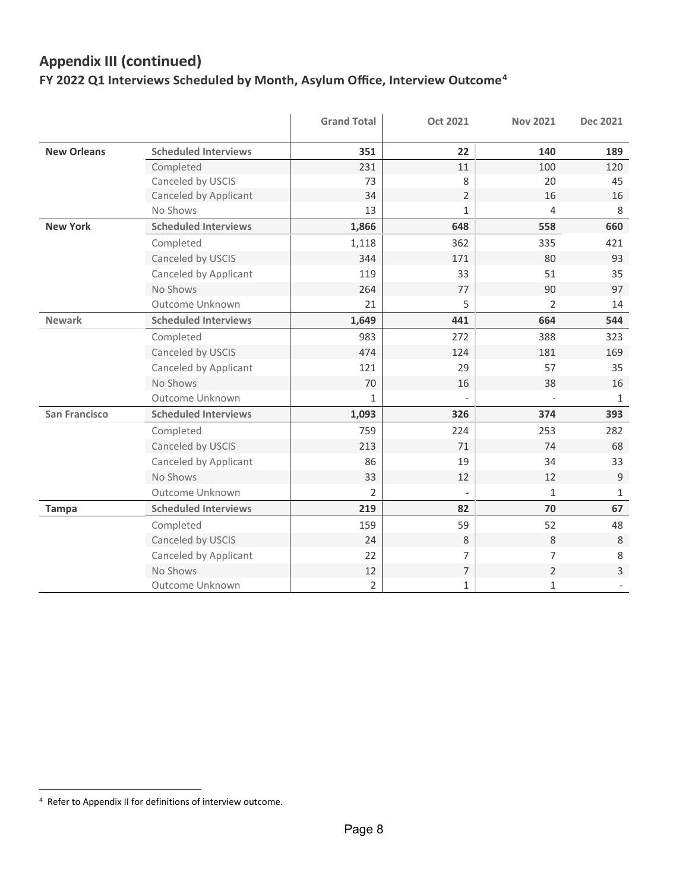## Appendix III (continued)

### FY 2022 Q1 Interviews Scheduled by Month, Asylum Office, Interview Outcome[4]

| | | Grand Total | Oct 2021 | Nov 2021 | Dec 2021 |
|---|---|---|---|---|---|
| **New Orleans** | **Scheduled Interviews** | **351** | **22** | **140** | **189** |
| | Completed | 231 | 11 | 100 | 120 |
| | Canceled by USCIS | 73 | 8 | 20 | 45 |
| | Canceled by Applicant | 34 | 2 | 16 | 16 |
| | No Shows | 13 | 1 | 4 | 8 |
| **New York** | **Scheduled Interviews** | **1,866** | **648** | **558** | **660** |
| | Completed | 1,118 | 362 | 335 | 421 |
| | Canceled by USCIS | 344 | 171 | 80 | 93 |
| | Canceled by Applicant | 119 | 33 | 51 | 35 |
| | No Shows | 264 | 77 | 90 | 97 |
| | Outcome Unknown | 21 | 5 | 2 | 14 |
| **Newark** | **Scheduled Interviews** | **1,649** | **441** | **664** | **544** |
| | Completed | 983 | 272 | 388 | 323 |
| | Canceled by USCIS | 474 | 124 | 181 | 169 |
| | Canceled by Applicant | 121 | 29 | 57 | 35 |
| | No Shows | 70 | 16 | 38 | 16 |
| | Outcome Unknown | 1 | - | - | 1 |
| **San Francisco** | **Scheduled Interviews** | **1,093** | **326** | **374** | **393** |
| | Completed | 759 | 224 | 253 | 282 |
| | Canceled by USCIS | 213 | 71 | 74 | 68 |
| | Canceled by Applicant | 86 | 19 | 34 | 33 |
| | No Shows | 33 | 12 | 12 | 9 |
| | Outcome Unknown | 2 | - | 1 | 1 |
| **Tampa** | **Scheduled Interviews** | **219** | **82** | **70** | **67** |
| | Completed | 159 | 59 | 52 | 48 |
| | Canceled by USCIS | 24 | 8 | 8 | 8 |
| | Canceled by Applicant | 22 | 7 | 7 | 8 |
| | No Shows | 12 | 7 | 2 | 3 |
| | Outcome Unknown | 2 | 1 | 1 | - |

[4] Refer to Appendix II for definitions of interview outcome.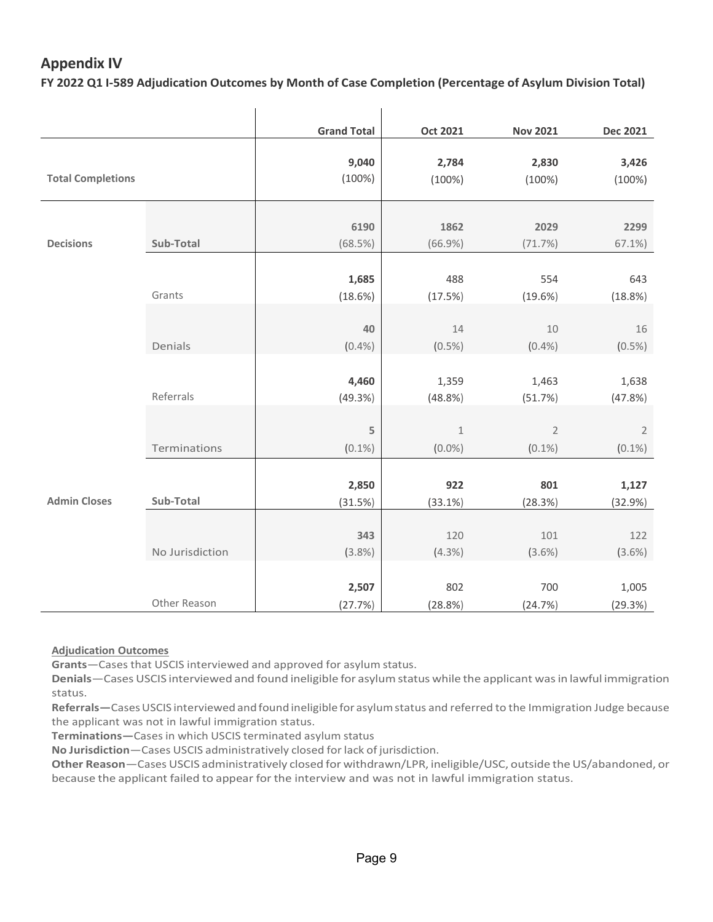## Appendix IV

**FY 2022 Q1 I-589 Adjudication Outcomes by Month of Case Completion (Percentage of Asylum Division Total)**

| | | Grand Total | Oct 2021 | Nov 2021 | Dec 2021 |
|---|---|---|---|---|---|
| **Total Completions** | | **9,040** (100%) | **2,784** (100%) | **2,830** (100%) | **3,426** (100%) |
| **Decisions** | **Sub-Total** | **6190** (68.5%) | **1862** (66.9%) | **2029** (71.7%) | **2299** 67.1%) |
| | Grants | **1,685** (18.6%) | 488 (17.5%) | 554 (19.6%) | 643 (18.8%) |
| | Denials | **40** (0.4%) | 14 (0.5%) | 10 (0.4%) | 16 (0.5%) |
| | Referrals | **4,460** (49.3%) | 1,359 (48.8%) | 1,463 (51.7%) | 1,638 (47.8%) |
| | Terminations | **5** (0.1%) | 1 (0.0%) | 2 (0.1%) | 2 (0.1%) |
| **Admin Closes** | **Sub-Total** | **2,850** (31.5%) | **922** (33.1%) | **801** (28.3%) | **1,127** (32.9%) |
| | No Jurisdiction | **343** (3.8%) | 120 (4.3%) | 101 (3.6%) | 122 (3.6%) |
| | Other Reason | **2,507** (27.7%) | 802 (28.8%) | 700 (24.7%) | 1,005 (29.3%) |

**Adjudication Outcomes**

**Grants**—Cases that USCIS interviewed and approved for asylum status.

**Denials**—Cases USCIS interviewed and found ineligible for asylum status while the applicant was in lawful immigration status.

**Referrals—**Cases USCIS interviewed and found ineligible for asylum status and referred to the Immigration Judge because the applicant was not in lawful immigration status.

**Terminations—**Cases in which USCIS terminated asylum status

**No Jurisdiction**—Cases USCIS administratively closed for lack of jurisdiction.

**Other Reason**—Cases USCIS administratively closed for withdrawn/LPR, ineligible/USC, outside the US/abandoned, or because the applicant failed to appear for the interview and was not in lawful immigration status.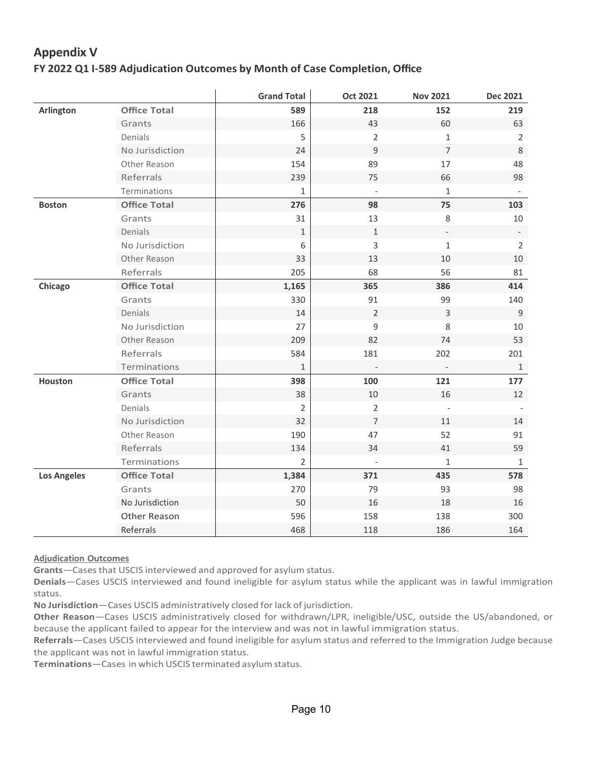# Appendix V

## FY 2022 Q1 I-589 Adjudication Outcomes by Month of Case Completion, Office

| | | Grand Total | Oct 2021 | Nov 2021 | Dec 2021 |
|---|---|---|---|---|---|
| **Arlington** | **Office Total** | **589** | **218** | **152** | **219** |
| | Grants | 166 | 43 | 60 | 63 |
| | Denials | 5 | 2 | 1 | 2 |
| | No Jurisdiction | 24 | 9 | 7 | 8 |
| | Other Reason | 154 | 89 | 17 | 48 |
| | Referrals | 239 | 75 | 66 | 98 |
| | Terminations | 1 | - | 1 | - |
| **Boston** | **Office Total** | **276** | **98** | **75** | **103** |
| | Grants | 31 | 13 | 8 | 10 |
| | Denials | 1 | 1 | - | - |
| | No Jurisdiction | 6 | 3 | 1 | 2 |
| | Other Reason | 33 | 13 | 10 | 10 |
| | Referrals | 205 | 68 | 56 | 81 |
| **Chicago** | **Office Total** | **1,165** | **365** | **386** | **414** |
| | Grants | 330 | 91 | 99 | 140 |
| | Denials | 14 | 2 | 3 | 9 |
| | No Jurisdiction | 27 | 9 | 8 | 10 |
| | Other Reason | 209 | 82 | 74 | 53 |
| | Referrals | 584 | 181 | 202 | 201 |
| | Terminations | 1 | - | - | 1 |
| **Houston** | **Office Total** | **398** | **100** | **121** | **177** |
| | Grants | 38 | 10 | 16 | 12 |
| | Denials | 2 | 2 | - | - |
| | No Jurisdiction | 32 | 7 | 11 | 14 |
| | Other Reason | 190 | 47 | 52 | 91 |
| | Referrals | 134 | 34 | 41 | 59 |
| | Terminations | 2 | - | 1 | 1 |
| **Los Angeles** | **Office Total** | **1,384** | **371** | **435** | **578** |
| | Grants | 270 | 79 | 93 | 98 |
| | No Jurisdiction | 50 | 16 | 18 | 16 |
| | Other Reason | 596 | 158 | 138 | 300 |
| | Referrals | 468 | 118 | 186 | 164 |

**Adjudication Outcomes**

**Grants**—Cases that USCIS interviewed and approved for asylum status.

**Denials**—Cases USCIS interviewed and found ineligible for asylum status while the applicant was in lawful immigration status.

**No Jurisdiction**—Cases USCIS administratively closed for lack of jurisdiction.

**Other Reason**—Cases USCIS administratively closed for withdrawn/LPR, ineligible/USC, outside the US/abandoned, or because the applicant failed to appear for the interview and was not in lawful immigration status.

**Referrals**—Cases USCIS interviewed and found ineligible for asylum status and referred to the Immigration Judge because the applicant was not in lawful immigration status.

**Terminations**—Cases in which USCIS terminated asylum status.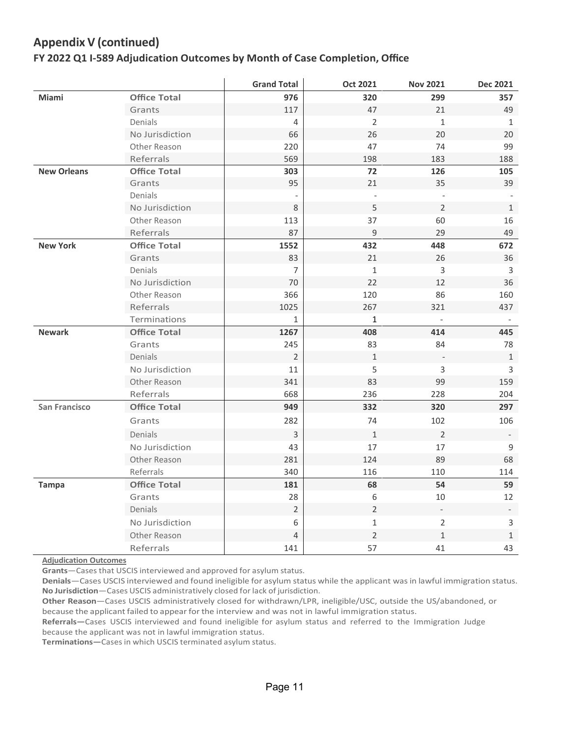## Appendix V (continued)

### FY 2022 Q1 I-589 Adjudication Outcomes by Month of Case Completion, Office

| | | Grand Total | Oct 2021 | Nov 2021 | Dec 2021 |
|---|---|---|---|---|---|
| **Miami** | **Office Total** | **976** | **320** | **299** | **357** |
| | Grants | 117 | 47 | 21 | 49 |
| | Denials | 4 | 2 | 1 | 1 |
| | No Jurisdiction | 66 | 26 | 20 | 20 |
| | Other Reason | 220 | 47 | 74 | 99 |
| | Referrals | 569 | 198 | 183 | 188 |
| **New Orleans** | **Office Total** | **303** | **72** | **126** | **105** |
| | Grants | 95 | 21 | 35 | 39 |
| | Denials | - | - | - | - |
| | No Jurisdiction | 8 | 5 | 2 | 1 |
| | Other Reason | 113 | 37 | 60 | 16 |
| | Referrals | 87 | 9 | 29 | 49 |
| **New York** | **Office Total** | **1552** | **432** | **448** | **672** |
| | Grants | 83 | 21 | 26 | 36 |
| | Denials | 7 | 1 | 3 | 3 |
| | No Jurisdiction | 70 | 22 | 12 | 36 |
| | Other Reason | 366 | 120 | 86 | 160 |
| | Referrals | 1025 | 267 | 321 | 437 |
| | Terminations | 1 | 1 | - | - |
| **Newark** | **Office Total** | **1267** | **408** | **414** | **445** |
| | Grants | 245 | 83 | 84 | 78 |
| | Denials | 2 | 1 | - | 1 |
| | No Jurisdiction | 11 | 5 | 3 | 3 |
| | Other Reason | 341 | 83 | 99 | 159 |
| | Referrals | 668 | 236 | 228 | 204 |
| **San Francisco** | **Office Total** | **949** | **332** | **320** | **297** |
| | Grants | 282 | 74 | 102 | 106 |
| | Denials | 3 | 1 | 2 | - |
| | No Jurisdiction | 43 | 17 | 17 | 9 |
| | Other Reason | 281 | 124 | 89 | 68 |
| | Referrals | 340 | 116 | 110 | 114 |
| **Tampa** | **Office Total** | **181** | **68** | **54** | **59** |
| | Grants | 28 | 6 | 10 | 12 |
| | Denials | 2 | 2 | - | - |
| | No Jurisdiction | 6 | 1 | 2 | 3 |
| | Other Reason | 4 | 2 | 1 | 1 |
| | Referrals | 141 | 57 | 41 | 43 |

**Adjudication Outcomes**

**Grants**—Cases that USCIS interviewed and approved for asylum status.

**Denials**—Cases USCIS interviewed and found ineligible for asylum status while the applicant was in lawful immigration status.

**No Jurisdiction**—Cases USCIS administratively closed for lack of jurisdiction.

**Other Reason**—Cases USCIS administratively closed for withdrawn/LPR, ineligible/USC, outside the US/abandoned, or because the applicant failed to appear for the interview and was not in lawful immigration status.

**Referrals—**Cases USCIS interviewed and found ineligible for asylum status and referred to the Immigration Judge because the applicant was not in lawful immigration status.

**Terminations—**Cases in which USCIS terminated asylum status.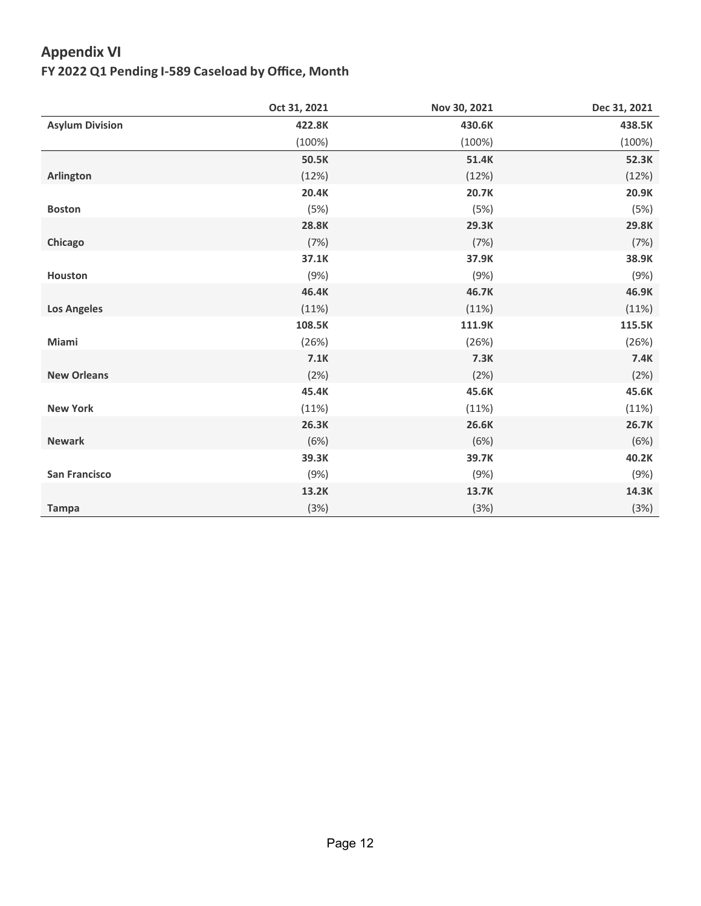## Appendix VI

### FY 2022 Q1 Pending I-589 Caseload by Office, Month

| | Oct 31, 2021 | Nov 30, 2021 | Dec 31, 2021 |
|---|---|---|---|
| **Asylum Division** | **422.8K** (100%) | **430.6K** (100%) | **438.5K** (100%) |
| **Arlington** | **50.5K** (12%) | **51.4K** (12%) | **52.3K** (12%) |
| **Boston** | **20.4K** (5%) | **20.7K** (5%) | **20.9K** (5%) |
| **Chicago** | **28.8K** (7%) | **29.3K** (7%) | **29.8K** (7%) |
| **Houston** | **37.1K** (9%) | **37.9K** (9%) | **38.9K** (9%) |
| **Los Angeles** | **46.4K** (11%) | **46.7K** (11%) | **46.9K** (11%) |
| **Miami** | **108.5K** (26%) | **111.9K** (26%) | **115.5K** (26%) |
| **New Orleans** | **7.1K** (2%) | **7.3K** (2%) | **7.4K** (2%) |
| **New York** | **45.4K** (11%) | **45.6K** (11%) | **45.6K** (11%) |
| **Newark** | **26.3K** (6%) | **26.6K** (6%) | **26.7K** (6%) |
| **San Francisco** | **39.3K** (9%) | **39.7K** (9%) | **40.2K** (9%) |
| **Tampa** | **13.2K** (3%) | **13.7K** (3%) | **14.3K** (3%) |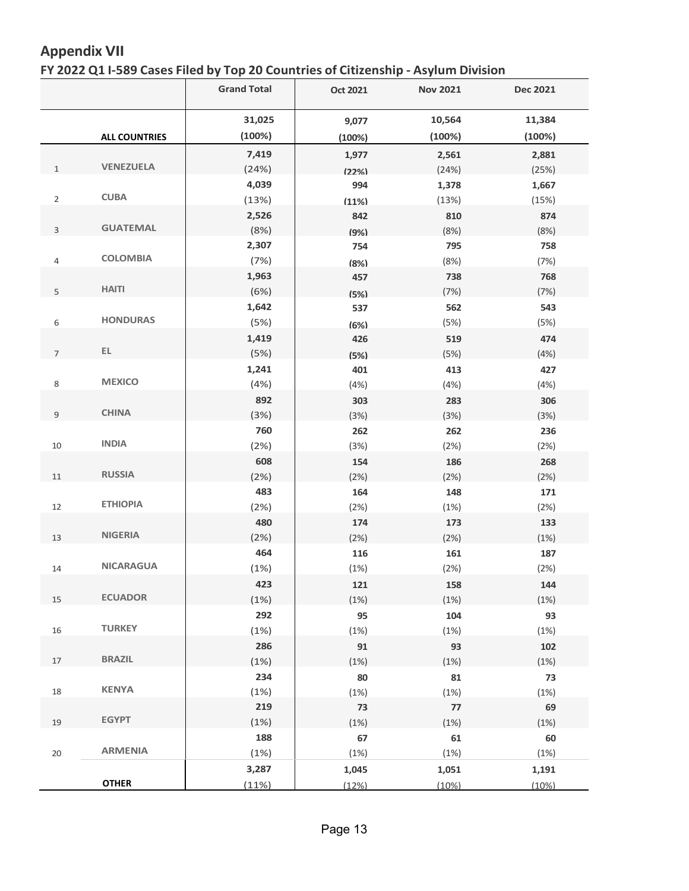## Appendix VII

### FY 2022 Q1 I-589 Cases Filed by Top 20 Countries of Citizenship - Asylum Division

| | | Grand Total | Oct 2021 | Nov 2021 | Dec 2021 |
|---|---|---|---|---|---|
| | ALL COUNTRIES | 31,025 (100%) | 9,077 (100%) | 10,564 (100%) | 11,384 (100%) |
| 1 | VENEZUELA | 7,419 (24%) | 1,977 (22%) | 2,561 (24%) | 2,881 (25%) |
| 2 | CUBA | 4,039 (13%) | 994 (11%) | 1,378 (13%) | 1,667 (15%) |
| 3 | GUATEMAL | 2,526 (8%) | 842 (9%) | 810 (8%) | 874 (8%) |
| 4 | COLOMBIA | 2,307 (7%) | 754 (8%) | 795 (8%) | 758 (7%) |
| 5 | HAITI | 1,963 (6%) | 457 (5%) | 738 (7%) | 768 (7%) |
| 6 | HONDURAS | 1,642 (5%) | 537 (6%) | 562 (5%) | 543 (5%) |
| 7 | EL | 1,419 (5%) | 426 (5%) | 519 (5%) | 474 (4%) |
| 8 | MEXICO | 1,241 (4%) | 401 (4%) | 413 (4%) | 427 (4%) |
| 9 | CHINA | 892 (3%) | 303 (3%) | 283 (3%) | 306 (3%) |
| 10 | INDIA | 760 (2%) | 262 (3%) | 262 (2%) | 236 (2%) |
| 11 | RUSSIA | 608 (2%) | 154 (2%) | 186 (2%) | 268 (2%) |
| 12 | ETHIOPIA | 483 (2%) | 164 (2%) | 148 (1%) | 171 (2%) |
| 13 | NIGERIA | 480 (2%) | 174 (2%) | 173 (2%) | 133 (1%) |
| 14 | NICARAGUA | 464 (1%) | 116 (1%) | 161 (2%) | 187 (2%) |
| 15 | ECUADOR | 423 (1%) | 121 (1%) | 158 (1%) | 144 (1%) |
| 16 | TURKEY | 292 (1%) | 95 (1%) | 104 (1%) | 93 (1%) |
| 17 | BRAZIL | 286 (1%) | 91 (1%) | 93 (1%) | 102 (1%) |
| 18 | KENYA | 234 (1%) | 80 (1%) | 81 (1%) | 73 (1%) |
| 19 | EGYPT | 219 (1%) | 73 (1%) | 77 (1%) | 69 (1%) |
| 20 | ARMENIA | 188 (1%) | 67 (1%) | 61 (1%) | 60 (1%) |
| | OTHER | 3,287 (11%) | 1,045 (12%) | 1,051 (10%) | 1,191 (10%) |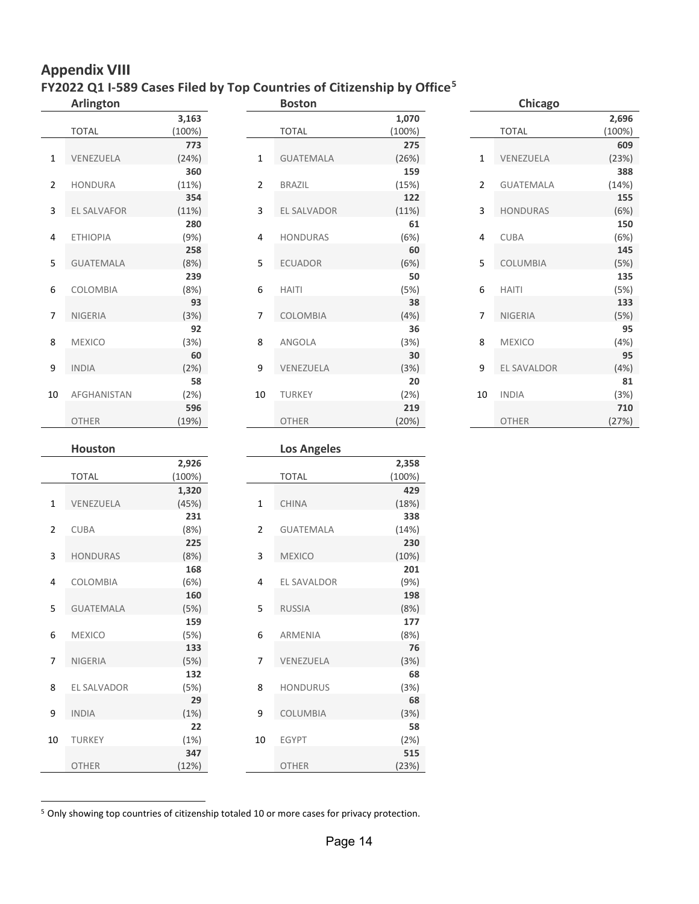## Appendix VIII

### FY2022 Q1 I-589 Cases Filed by Top Countries of Citizenship by Office[5]

**Arlington**

| | | |
|---|---|---|
| | TOTAL | 3,163 (100%) |
| 1 | VENEZUELA | 773 (24%) |
| 2 | HONDURA | 360 (11%) |
| 3 | EL SALVAFOR | 354 (11%) |
| 4 | ETHIOPIA | 280 (9%) |
| 5 | GUATEMALA | 258 (8%) |
| 6 | COLOMBIA | 239 (8%) |
| 7 | NIGERIA | 93 (3%) |
| 8 | MEXICO | 92 (3%) |
| 9 | INDIA | 60 (2%) |
| 10 | AFGHANISTAN | 58 (2%) |
| | OTHER | 596 (19%) |

**Boston**

| | | |
|---|---|---|
| | TOTAL | 1,070 (100%) |
| 1 | GUATEMALA | 275 (26%) |
| 2 | BRAZIL | 159 (15%) |
| 3 | EL SALVADOR | 122 (11%) |
| 4 | HONDURAS | 61 (6%) |
| 5 | ECUADOR | 60 (6%) |
| 6 | HAITI | 50 (5%) |
| 7 | COLOMBIA | 38 (4%) |
| 8 | ANGOLA | 36 (3%) |
| 9 | VENEZUELA | 30 (3%) |
| 10 | TURKEY | 20 (2%) |
| | OTHER | 219 (20%) |

**Chicago**

| | | |
|---|---|---|
| | TOTAL | 2,696 (100%) |
| 1 | VENEZUELA | 609 (23%) |
| 2 | GUATEMALA | 388 (14%) |
| 3 | HONDURAS | 155 (6%) |
| 4 | CUBA | 150 (6%) |
| 5 | COLUMBIA | 145 (5%) |
| 6 | HAITI | 135 (5%) |
| 7 | NIGERIA | 133 (5%) |
| 8 | MEXICO | 95 (4%) |
| 9 | EL SAVALDOR | 95 (4%) |
| 10 | INDIA | 81 (3%) |
| | OTHER | 710 (27%) |

**Houston**

| | | |
|---|---|---|
| | TOTAL | 2,926 (100%) |
| 1 | VENEZUELA | 1,320 (45%) |
| 2 | CUBA | 231 (8%) |
| 3 | HONDURAS | 225 (8%) |
| 4 | COLOMBIA | 168 (6%) |
| 5 | GUATEMALA | 160 (5%) |
| 6 | MEXICO | 159 (5%) |
| 7 | NIGERIA | 133 (5%) |
| 8 | EL SALVADOR | 132 (5%) |
| 9 | INDIA | 29 (1%) |
| 10 | TURKEY | 22 (1%) |
| | OTHER | 347 (12%) |

**Los Angeles**

| | | |
|---|---|---|
| | TOTAL | 2,358 (100%) |
| 1 | CHINA | 429 (18%) |
| 2 | GUATEMALA | 338 (14%) |
| 3 | MEXICO | 230 (10%) |
| 4 | EL SALVALDOR | 201 (9%) |
| 5 | RUSSIA | 198 (8%) |
| 6 | ARMENIA | 177 (8%) |
| 7 | VENEZUELA | 76 (3%) |
| 8 | HONDURUS | 68 (3%) |
| 9 | COLUMBIA | 68 (3%) |
| 10 | EGYPT | 58 (2%) |
| | OTHER | 515 (23%) |

[5] Only showing top countries of citizenship totaled 10 or more cases for privacy protection.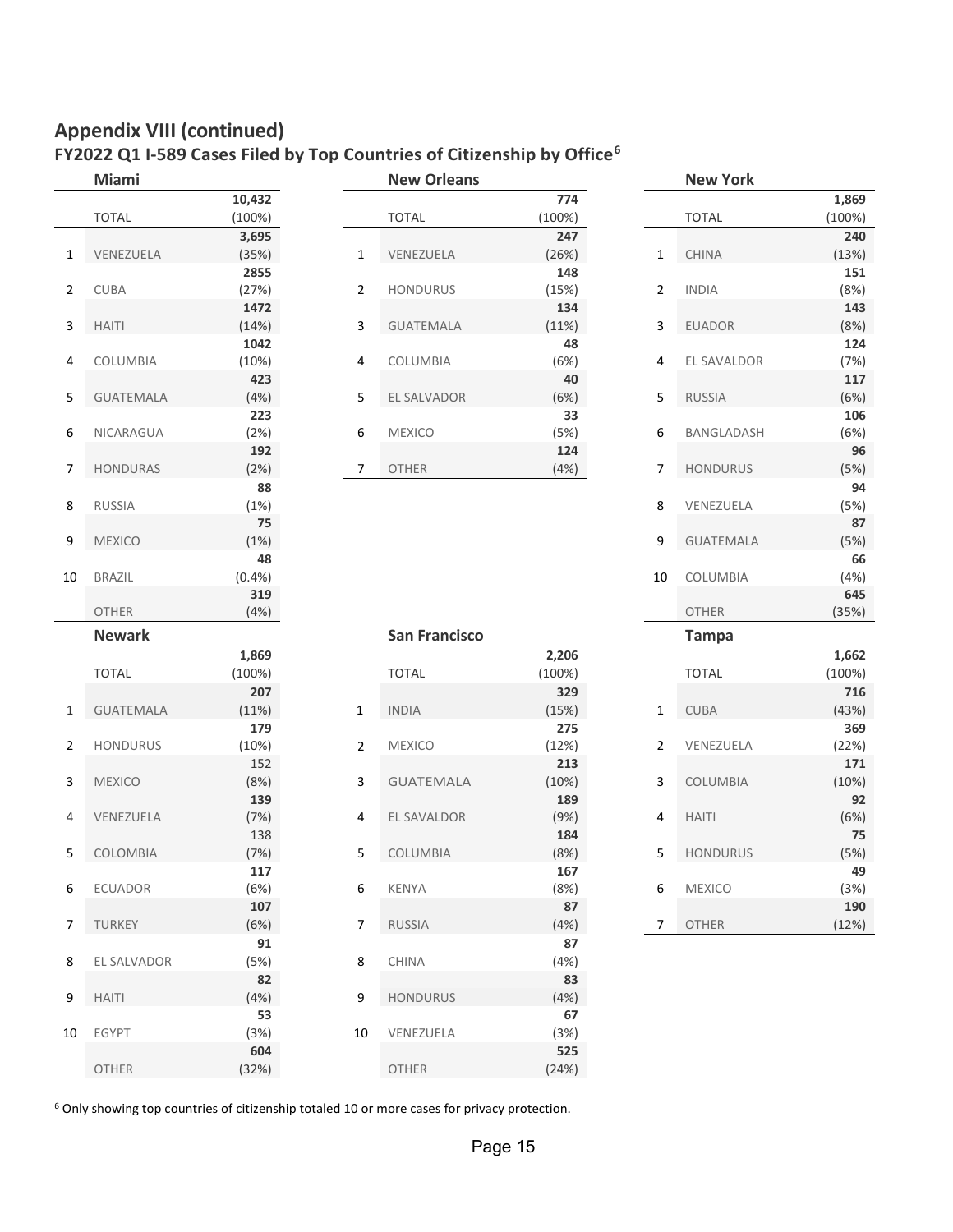## Appendix VIII (continued)

### FY2022 Q1 I-589 Cases Filed by Top Countries of Citizenship by Office[6]

**Miami**

| | | |
|---|---|---|
| | TOTAL | 10,432 (100%) |
| 1 | VENEZUELA | 3,695 (35%) |
| 2 | CUBA | 2855 (27%) |
| 3 | HAITI | 1472 (14%) |
| 4 | COLUMBIA | 1042 (10%) |
| 5 | GUATEMALA | 423 (4%) |
| 6 | NICARAGUA | 223 (2%) |
| 7 | HONDURAS | 192 (2%) |
| 8 | RUSSIA | 88 (1%) |
| 9 | MEXICO | 75 (1%) |
| 10 | BRAZIL | 48 (0.4%) |
| | OTHER | 319 (4%) |

**New Orleans**

| | | |
|---|---|---|
| | TOTAL | 774 (100%) |
| 1 | VENEZUELA | 247 (26%) |
| 2 | HONDURUS | 148 (15%) |
| 3 | GUATEMALA | 134 (11%) |
| 4 | COLUMBIA | 48 (6%) |
| 5 | EL SALVADOR | 40 (6%) |
| 6 | MEXICO | 33 (5%) |
| 7 | OTHER | 124 (4%) |

**New York**

| | | |
|---|---|---|
| | TOTAL | 1,869 (100%) |
| 1 | CHINA | 240 (13%) |
| 2 | INDIA | 151 (8%) |
| 3 | EUADOR | 143 (8%) |
| 4 | EL SALVADOR | 124 (7%) |
| 5 | RUSSIA | 117 (6%) |
| 6 | BANGLADASH | 106 (6%) |
| 7 | HONDURUS | 96 (5%) |
| 8 | VENEZUELA | 94 (5%) |
| 9 | GUATEMALA | 87 (5%) |
| 10 | COLUMBIA | 66 (4%) |
| | OTHER | 645 (35%) |

**Newark**

| | | |
|---|---|---|
| | TOTAL | 1,869 (100%) |
| 1 | GUATEMALA | 207 (11%) |
| 2 | HONDURUS | 179 (10%) |
| 3 | MEXICO | 152 (8%) |
| 4 | VENEZUELA | 139 (7%) |
| 5 | COLOMBIA | 138 (7%) |
| 6 | ECUADOR | 117 (6%) |
| 7 | TURKEY | 107 (6%) |
| 8 | EL SALVADOR | 91 (5%) |
| 9 | HAITI | 82 (4%) |
| 10 | EGYPT | 53 (3%) |
| | OTHER | 604 (32%) |

**San Francisco**

| | | |
|---|---|---|
| | TOTAL | 2,206 (100%) |
| 1 | INDIA | 329 (15%) |
| 2 | MEXICO | 275 (12%) |
| 3 | GUATEMALA | 213 (10%) |
| 4 | EL SALVADOR | 189 (9%) |
| 5 | COLUMBIA | 184 (8%) |
| 6 | KENYA | 167 (8%) |
| 7 | RUSSIA | 87 (4%) |
| 8 | CHINA | 87 (4%) |
| 9 | HONDURUS | 83 (4%) |
| 10 | VENEZUELA | 67 (3%) |
| | OTHER | 525 (24%) |

**Tampa**

| | | |
|---|---|---|
| | TOTAL | 1,662 (100%) |
| 1 | CUBA | 716 (43%) |
| 2 | VENEZUELA | 369 (22%) |
| 3 | COLUMBIA | 171 (10%) |
| 4 | HAITI | 92 (6%) |
| 5 | HONDURUS | 75 (5%) |
| 6 | MEXICO | 49 (3%) |
| 7 | OTHER | 190 (12%) |

[6] Only showing top countries of citizenship totaled 10 or more cases for privacy protection.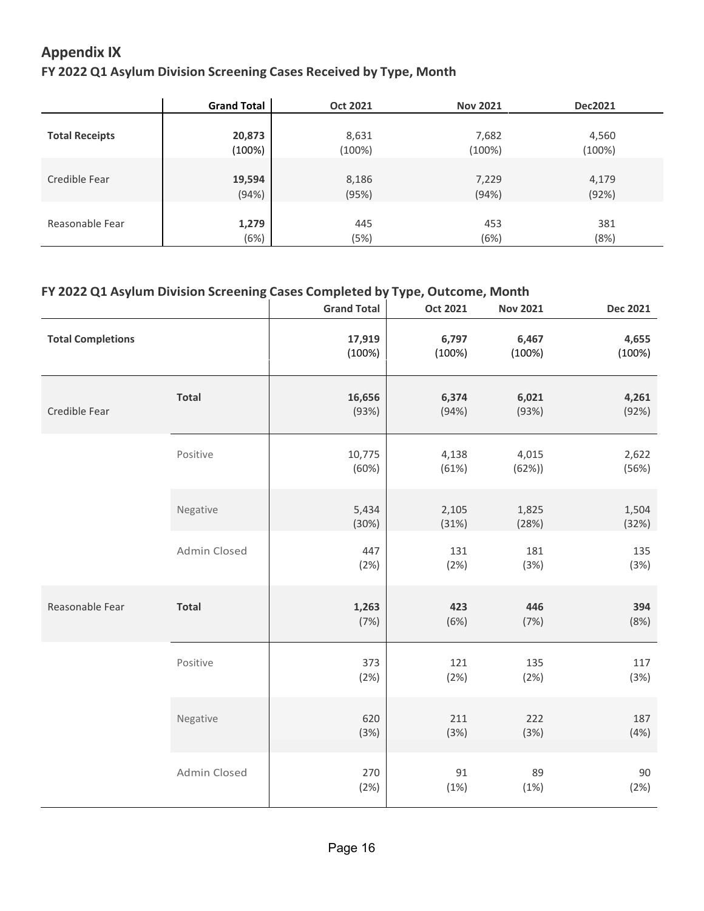## Appendix IX

### FY 2022 Q1 Asylum Division Screening Cases Received by Type, Month

| | Grand Total | Oct 2021 | Nov 2021 | Dec2021 |
|---|---|---|---|---|
| **Total Receipts** | **20,873** (100%) | 8,631 (100%) | 7,682 (100%) | 4,560 (100%) |
| Credible Fear | **19,594** (94%) | 8,186 (95%) | 7,229 (94%) | 4,179 (92%) |
| Reasonable Fear | **1,279** (6%) | 445 (5%) | 453 (6%) | 381 (8%) |

### FY 2022 Q1 Asylum Division Screening Cases Completed by Type, Outcome, Month

| | | Grand Total | Oct 2021 | Nov 2021 | Dec 2021 |
|---|---|---|---|---|---|
| **Total Completions** | | **17,919** (100%) | **6,797** (100%) | **6,467** (100%) | **4,655** (100%) |
| Credible Fear | **Total** | **16,656** (93%) | **6,374** (94%) | **6,021** (93%) | **4,261** (92%) |
| | Positive | 10,775 (60%) | 4,138 (61%) | 4,015 (62%)) | 2,622 (56%) |
| | Negative | 5,434 (30%) | 2,105 (31%) | 1,825 (28%) | 1,504 (32%) |
| | Admin Closed | 447 (2%) | 131 (2%) | 181 (3%) | 135 (3%) |
| Reasonable Fear | **Total** | **1,263** (7%) | **423** (6%) | **446** (7%) | **394** (8%) |
| | Positive | 373 (2%) | 121 (2%) | 135 (2%) | 117 (3%) |
| | Negative | 620 (3%) | 211 (3%) | 222 (3%) | 187 (4%) |
| | Admin Closed | 270 (2%) | 91 (1%) | 89 (1%) | 90 (2%) |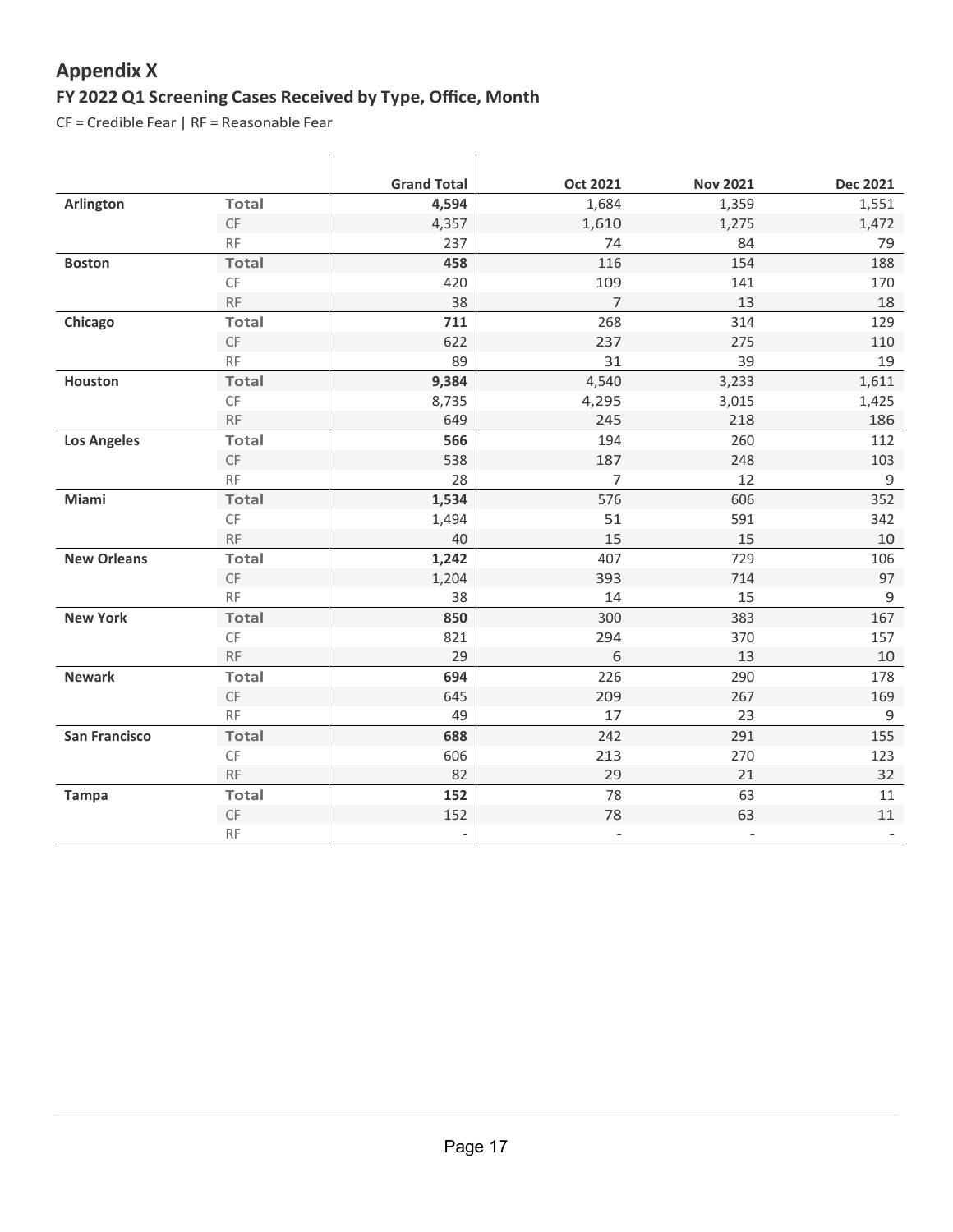## Appendix X

### FY 2022 Q1 Screening Cases Received by Type, Office, Month

CF = Credible Fear | RF = Reasonable Fear

| | | Grand Total | Oct 2021 | Nov 2021 | Dec 2021 |
|---|---|---|---|---|---|
| **Arlington** | **Total** | **4,594** | 1,684 | 1,359 | 1,551 |
| | CF | 4,357 | 1,610 | 1,275 | 1,472 |
| | RF | 237 | 74 | 84 | 79 |
| **Boston** | **Total** | **458** | 116 | 154 | 188 |
| | CF | 420 | 109 | 141 | 170 |
| | RF | 38 | 7 | 13 | 18 |
| **Chicago** | **Total** | **711** | 268 | 314 | 129 |
| | CF | 622 | 237 | 275 | 110 |
| | RF | 89 | 31 | 39 | 19 |
| **Houston** | **Total** | **9,384** | 4,540 | 3,233 | 1,611 |
| | CF | 8,735 | 4,295 | 3,015 | 1,425 |
| | RF | 649 | 245 | 218 | 186 |
| **Los Angeles** | **Total** | **566** | 194 | 260 | 112 |
| | CF | 538 | 187 | 248 | 103 |
| | RF | 28 | 7 | 12 | 9 |
| **Miami** | **Total** | **1,534** | 576 | 606 | 352 |
| | CF | 1,494 | 51 | 591 | 342 |
| | RF | 40 | 15 | 15 | 10 |
| **New Orleans** | **Total** | **1,242** | 407 | 729 | 106 |
| | CF | 1,204 | 393 | 714 | 97 |
| | RF | 38 | 14 | 15 | 9 |
| **New York** | **Total** | **850** | 300 | 383 | 167 |
| | CF | 821 | 294 | 370 | 157 |
| | RF | 29 | 6 | 13 | 10 |
| **Newark** | **Total** | **694** | 226 | 290 | 178 |
| | CF | 645 | 209 | 267 | 169 |
| | RF | 49 | 17 | 23 | 9 |
| **San Francisco** | **Total** | **688** | 242 | 291 | 155 |
| | CF | 606 | 213 | 270 | 123 |
| | RF | 82 | 29 | 21 | 32 |
| **Tampa** | **Total** | **152** | 78 | 63 | 11 |
| | CF | 152 | 78 | 63 | 11 |
| | RF | - | - | - | - |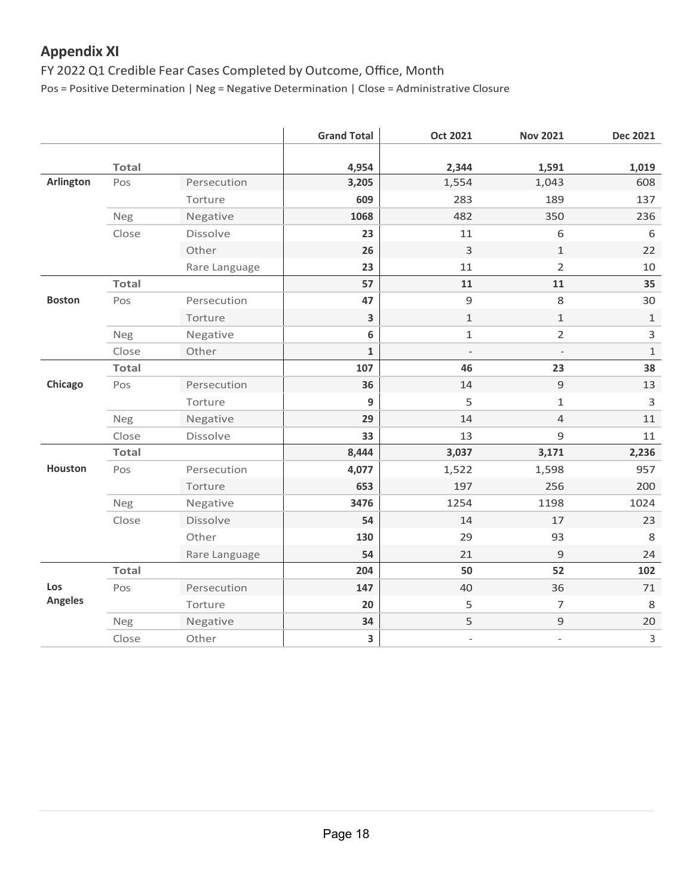## Appendix XI

FY 2022 Q1 Credible Fear Cases Completed by Outcome, Office, Month

Pos = Positive Determination | Neg = Negative Determination | Close = Administrative Closure

| | | | Grand Total | Oct 2021 | Nov 2021 | Dec 2021 |
|---|---|---|---|---|---|---|
| Arlington | **Total** | | **4,954** | **2,344** | **1,591** | **1,019** |
| | Pos | Persecution | **3,205** | 1,554 | 1,043 | 608 |
| | | Torture | **609** | 283 | 189 | 137 |
| | Neg | Negative | **1068** | 482 | 350 | 236 |
| | Close | Dissolve | **23** | 11 | 6 | 6 |
| | | Other | **26** | 3 | 1 | 22 |
| | | Rare Language | **23** | 11 | 2 | 10 |
| Boston | **Total** | | **57** | **11** | **11** | **35** |
| | Pos | Persecution | **47** | 9 | 8 | 30 |
| | | Torture | **3** | 1 | 1 | 1 |
| | Neg | Negative | **6** | 1 | 2 | 3 |
| | Close | Other | **1** | - | - | 1 |
| Chicago | **Total** | | **107** | **46** | **23** | **38** |
| | Pos | Persecution | **36** | 14 | 9 | 13 |
| | | Torture | **9** | 5 | 1 | 3 |
| | Neg | Negative | **29** | 14 | 4 | 11 |
| | Close | Dissolve | **33** | 13 | 9 | 11 |
| Houston | **Total** | | **8,444** | **3,037** | **3,171** | **2,236** |
| | Pos | Persecution | **4,077** | 1,522 | 1,598 | 957 |
| | | Torture | **653** | 197 | 256 | 200 |
| | Neg | Negative | **3476** | 1254 | 1198 | 1024 |
| | Close | Dissolve | **54** | 14 | 17 | 23 |
| | | Other | **130** | 29 | 93 | 8 |
| | | Rare Language | **54** | 21 | 9 | 24 |
| Los Angeles | **Total** | | **204** | **50** | **52** | **102** |
| | Pos | Persecution | **147** | 40 | 36 | 71 |
| | | Torture | **20** | 5 | 7 | 8 |
| | Neg | Negative | **34** | 5 | 9 | 20 |
| | Close | Other | **3** | - | - | 3 |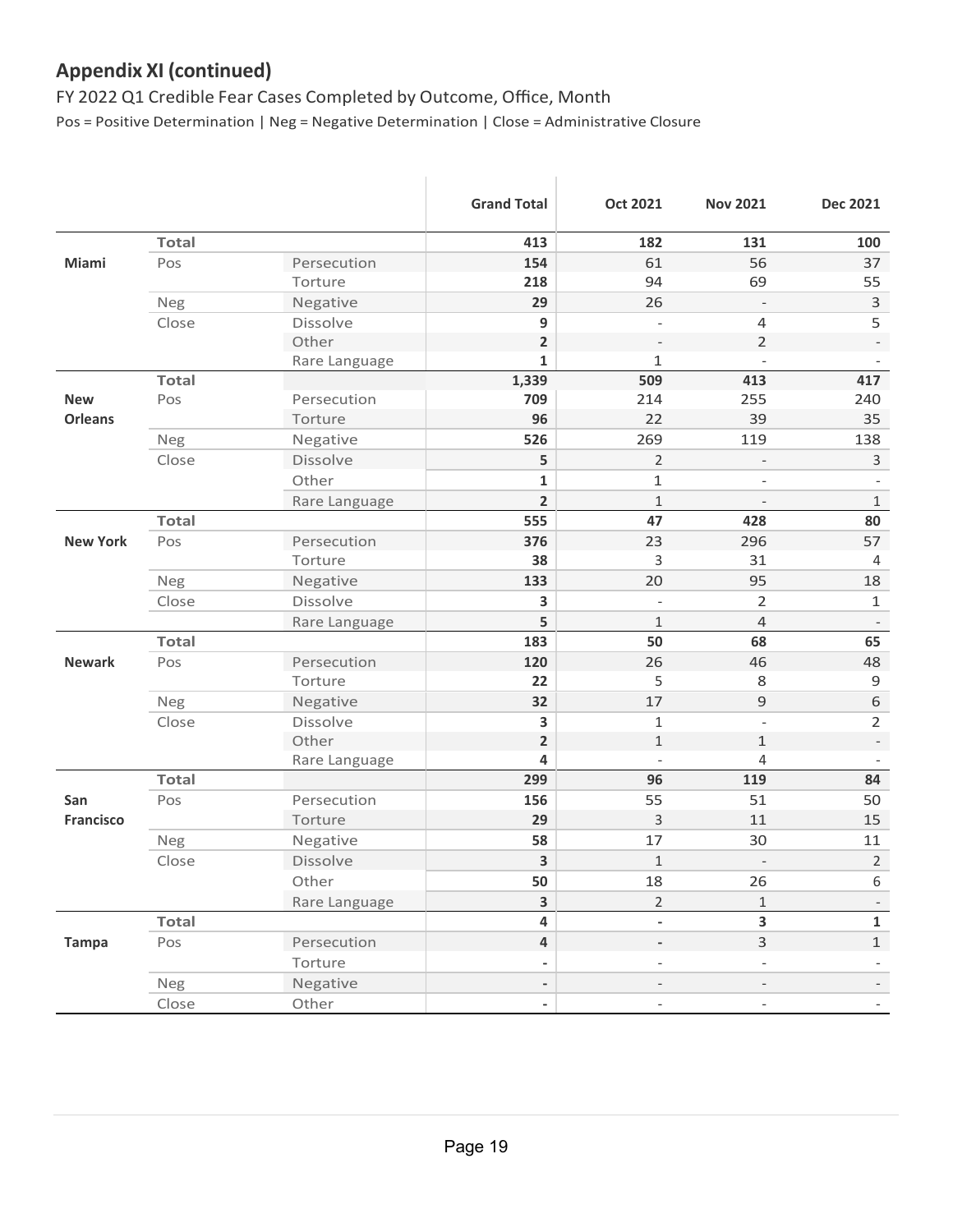## Appendix XI (continued)

FY 2022 Q1 Credible Fear Cases Completed by Outcome, Office, Month

Pos = Positive Determination | Neg = Negative Determination | Close = Administrative Closure

| | | | Grand Total | Oct 2021 | Nov 2021 | Dec 2021 |
|---|---|---|---|---|---|---|
| | **Total** | | **413** | **182** | **131** | **100** |
| **Miami** | Pos | Persecution | **154** | 61 | 56 | 37 |
| | | Torture | **218** | 94 | 69 | 55 |
| | Neg | Negative | **29** | 26 | - | 3 |
| | Close | Dissolve | **9** | - | 4 | 5 |
| | | Other | **2** | - | 2 | - |
| | | Rare Language | **1** | 1 | - | - |
| | **Total** | | **1,339** | **509** | **413** | **417** |
| **New Orleans** | Pos | Persecution | **709** | 214 | 255 | 240 |
| | | Torture | **96** | 22 | 39 | 35 |
| | Neg | Negative | **526** | 269 | 119 | 138 |
| | Close | Dissolve | **5** | 2 | - | 3 |
| | | Other | **1** | 1 | - | - |
| | | Rare Language | **2** | 1 | - | 1 |
| | **Total** | | **555** | **47** | **428** | **80** |
| **New York** | Pos | Persecution | **376** | 23 | 296 | 57 |
| | | Torture | **38** | 3 | 31 | 4 |
| | Neg | Negative | **133** | 20 | 95 | 18 |
| | Close | Dissolve | **3** | - | 2 | 1 |
| | | Rare Language | **5** | 1 | 4 | - |
| | **Total** | | **183** | **50** | **68** | **65** |
| **Newark** | Pos | Persecution | **120** | 26 | 46 | 48 |
| | | Torture | **22** | 5 | 8 | 9 |
| | Neg | Negative | **32** | 17 | 9 | 6 |
| | Close | Dissolve | **3** | 1 | - | 2 |
| | | Other | **2** | 1 | 1 | - |
| | | Rare Language | **4** | - | 4 | - |
| | **Total** | | **299** | **96** | **119** | **84** |
| **San Francisco** | Pos | Persecution | **156** | 55 | 51 | 50 |
| | | Torture | **29** | 3 | 11 | 15 |
| | Neg | Negative | **58** | 17 | 30 | 11 |
| | Close | Dissolve | **3** | 1 | - | 2 |
| | | Other | **50** | 18 | 26 | 6 |
| | | Rare Language | **3** | 2 | 1 | - |
| | **Total** | | **4** | **-** | **3** | **1** |
| **Tampa** | Pos | Persecution | **4** | - | 3 | 1 |
| | | Torture | **-** | - | - | - |
| | Neg | Negative | **-** | - | - | - |
| | Close | Other | **-** | - | - | - |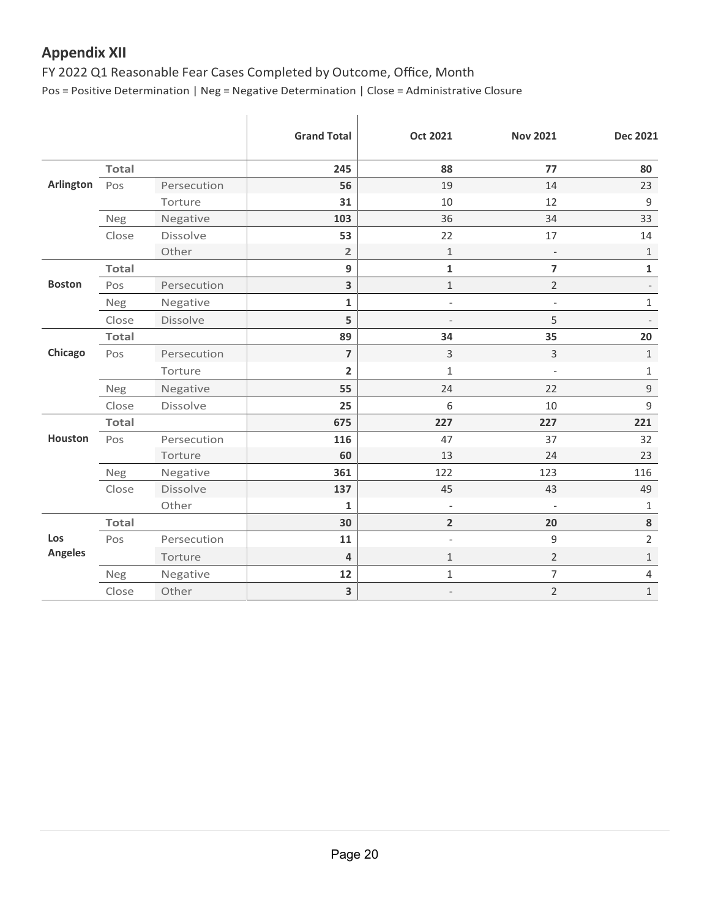## Appendix XII

FY 2022 Q1 Reasonable Fear Cases Completed by Outcome, Office, Month

Pos = Positive Determination | Neg = Negative Determination | Close = Administrative Closure

| | | | Grand Total | Oct 2021 | Nov 2021 | Dec 2021 |
|---|---|---|---|---|---|---|
| Arlington | Total | | **245** | **88** | **77** | **80** |
| | Pos | Persecution | **56** | 19 | 14 | 23 |
| | | Torture | **31** | 10 | 12 | 9 |
| | Neg | Negative | **103** | 36 | 34 | 33 |
| | Close | Dissolve | **53** | 22 | 17 | 14 |
| | | Other | **2** | 1 | - | 1 |
| Boston | Total | | **9** | **1** | **7** | **1** |
| | Pos | Persecution | **3** | 1 | 2 | - |
| | Neg | Negative | **1** | - | - | 1 |
| | Close | Dissolve | **5** | - | 5 | - |
| Chicago | Total | | **89** | **34** | **35** | **20** |
| | Pos | Persecution | **7** | 3 | 3 | 1 |
| | | Torture | **2** | 1 | - | 1 |
| | Neg | Negative | **55** | 24 | 22 | 9 |
| | Close | Dissolve | **25** | 6 | 10 | 9 |
| Houston | Total | | **675** | **227** | **227** | **221** |
| | Pos | Persecution | **116** | 47 | 37 | 32 |
| | | Torture | **60** | 13 | 24 | 23 |
| | Neg | Negative | **361** | 122 | 123 | 116 |
| | Close | Dissolve | **137** | 45 | 43 | 49 |
| | | Other | **1** | - | - | 1 |
| Los Angeles | Total | | **30** | **2** | **20** | **8** |
| | Pos | Persecution | **11** | - | 9 | 2 |
| | | Torture | **4** | 1 | 2 | 1 |
| | Neg | Negative | **12** | 1 | 7 | 4 |
| | Close | Other | **3** | - | 2 | 1 |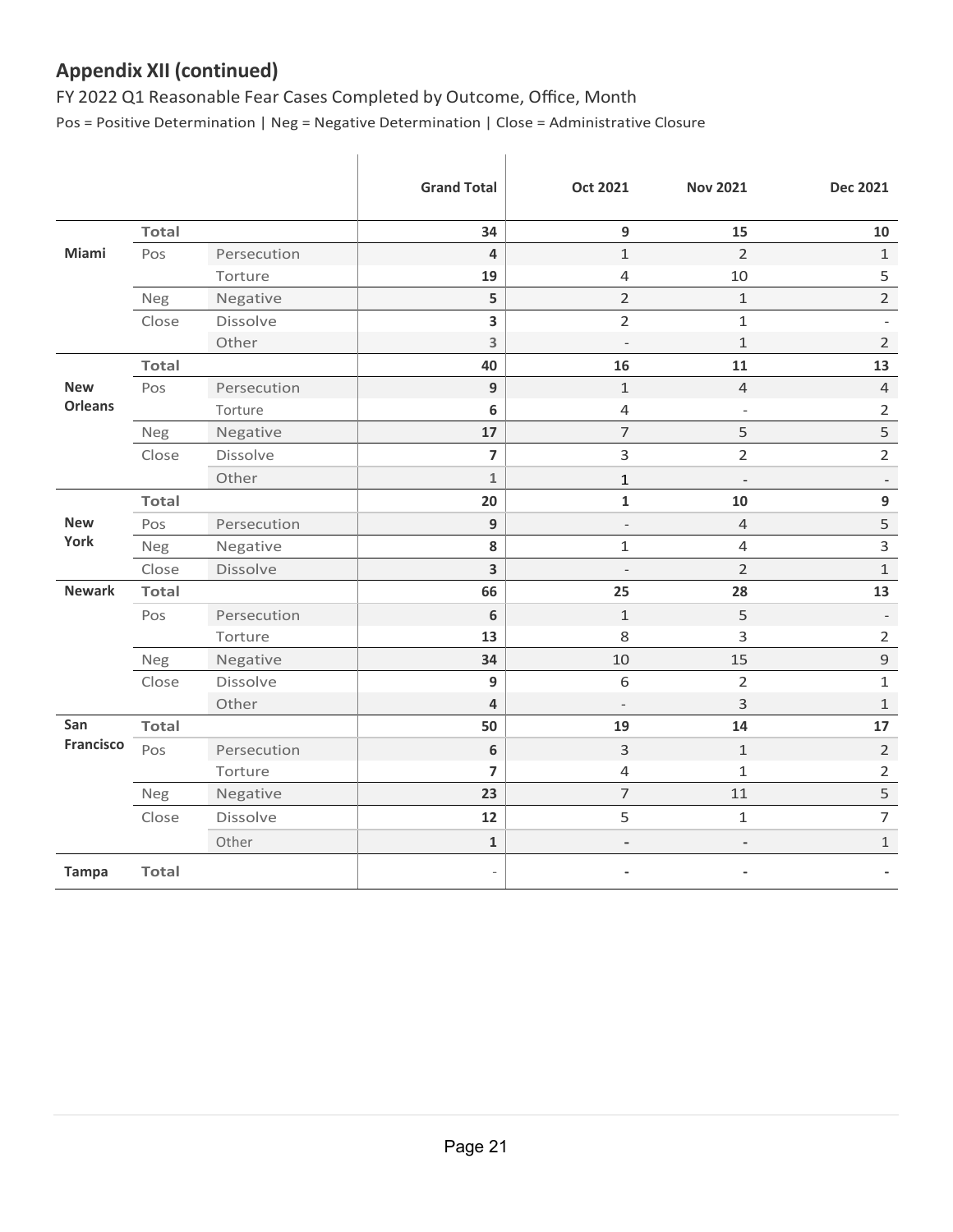## Appendix XII (continued)

FY 2022 Q1 Reasonable Fear Cases Completed by Outcome, Office, Month

Pos = Positive Determination | Neg = Negative Determination | Close = Administrative Closure

| | | | Grand Total | Oct 2021 | Nov 2021 | Dec 2021 |
|---|---|---|---|---|---|---|
| **Miami** | **Total** | | **34** | **9** | **15** | **10** |
| | Pos | Persecution | **4** | 1 | 2 | 1 |
| | | Torture | **19** | 4 | 10 | 5 |
| | Neg | Negative | **5** | 2 | 1 | 2 |
| | Close | Dissolve | **3** | 2 | 1 | - |
| | | Other | 3 | - | 1 | 2 |
| **New Orleans** | **Total** | | **40** | **16** | **11** | **13** |
| | Pos | Persecution | **9** | 1 | 4 | 4 |
| | | Torture | **6** | 4 | - | 2 |
| | Neg | Negative | **17** | 7 | 5 | 5 |
| | Close | Dissolve | **7** | 3 | 2 | 2 |
| | | Other | 1 | 1 | - | - |
| **New York** | **Total** | | **20** | **1** | **10** | **9** |
| | Pos | Persecution | **9** | - | 4 | 5 |
| | Neg | Negative | **8** | 1 | 4 | 3 |
| | Close | Dissolve | **3** | - | 2 | 1 |
| **Newark** | **Total** | | **66** | **25** | **28** | **13** |
| | Pos | Persecution | **6** | 1 | 5 | - |
| | | Torture | **13** | 8 | 3 | 2 |
| | Neg | Negative | **34** | 10 | 15 | 9 |
| | Close | Dissolve | **9** | 6 | 2 | 1 |
| | | Other | **4** | - | 3 | 1 |
| **San Francisco** | **Total** | | **50** | **19** | **14** | **17** |
| | Pos | Persecution | **6** | 3 | 1 | 2 |
| | | Torture | **7** | 4 | 1 | 2 |
| | Neg | Negative | **23** | 7 | 11 | 5 |
| | Close | Dissolve | **12** | 5 | 1 | 7 |
| | | Other | **1** | - | - | 1 |
| **Tampa** | **Total** | | - | - | - | - |